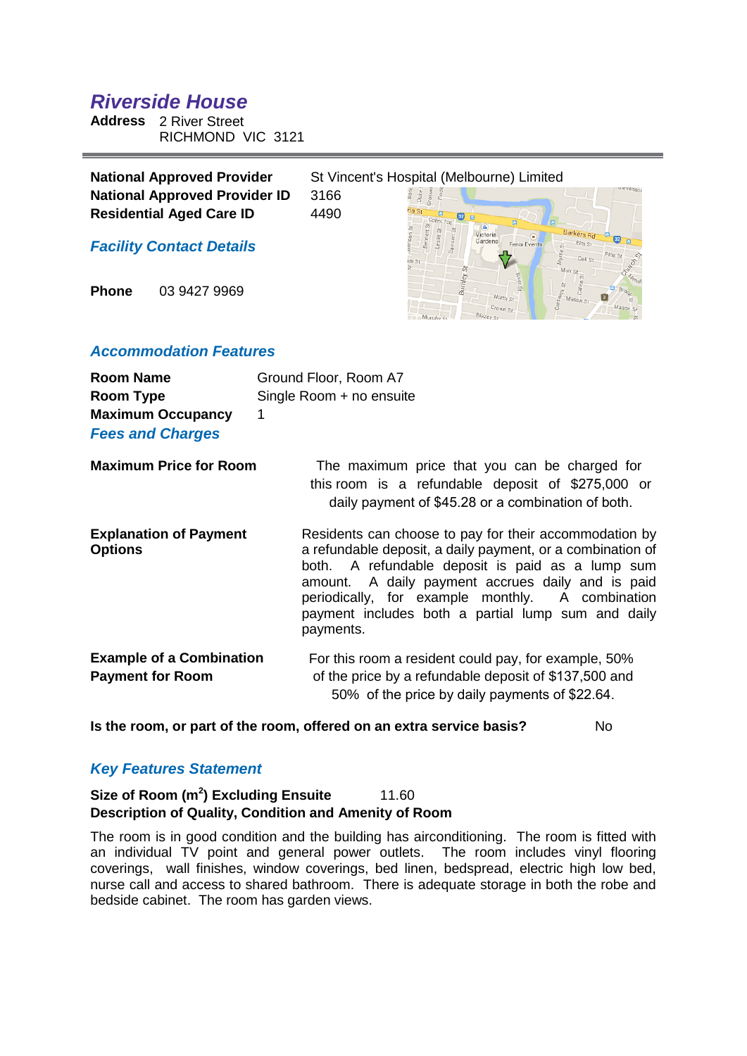# Riverside House

**Address** 2 River Street
RICHMOND VIC 3121

---

| | |
|---|---|
| **National Approved Provider** | St Vincent's Hospital (Melbourne) Limited |
| **National Approved Provider ID** | 3166 |
| **Residential Aged Care ID** | 4490 |

## Facility Contact Details

**Phone** 03 9427 9969

## Accommodation Features

| | |
|---|---|
| **Room Name** | Ground Floor, Room A7 |
| **Room Type** | Single Room + no ensuite |
| **Maximum Occupancy** | 1 |

## Fees and Charges

| | |
|---|---|
| **Maximum Price for Room** | The maximum price that you can be charged for this room is a refundable deposit of $275,000 or daily payment of $45.28 or a combination of both. |
| **Explanation of Payment Options** | Residents can choose to pay for their accommodation by a refundable deposit, a daily payment, or a combination of both. A refundable deposit is paid as a lump sum amount. A daily payment accrues daily and is paid periodically, for example monthly. A combination payment includes both a partial lump sum and daily payments. |
| **Example of a Combination Payment for Room** | For this room a resident could pay, for example, 50% of the price by a refundable deposit of $137,500 and 50% of the price by daily payments of $22.64. |

**Is the room, or part of the room, offered on an extra service basis?** No

## Key Features Statement

**Size of Room ($m^2$) Excluding Ensuite** 11.60

**Description of Quality, Condition and Amenity of Room**

The room is in good condition and the building has airconditioning. The room is fitted with an individual TV point and general power outlets. The room includes vinyl flooring coverings, wall finishes, window coverings, bed linen, bedspread, electric high low bed, nurse call and access to shared bathroom. There is adequate storage in both the robe and bedside cabinet. The room has garden views.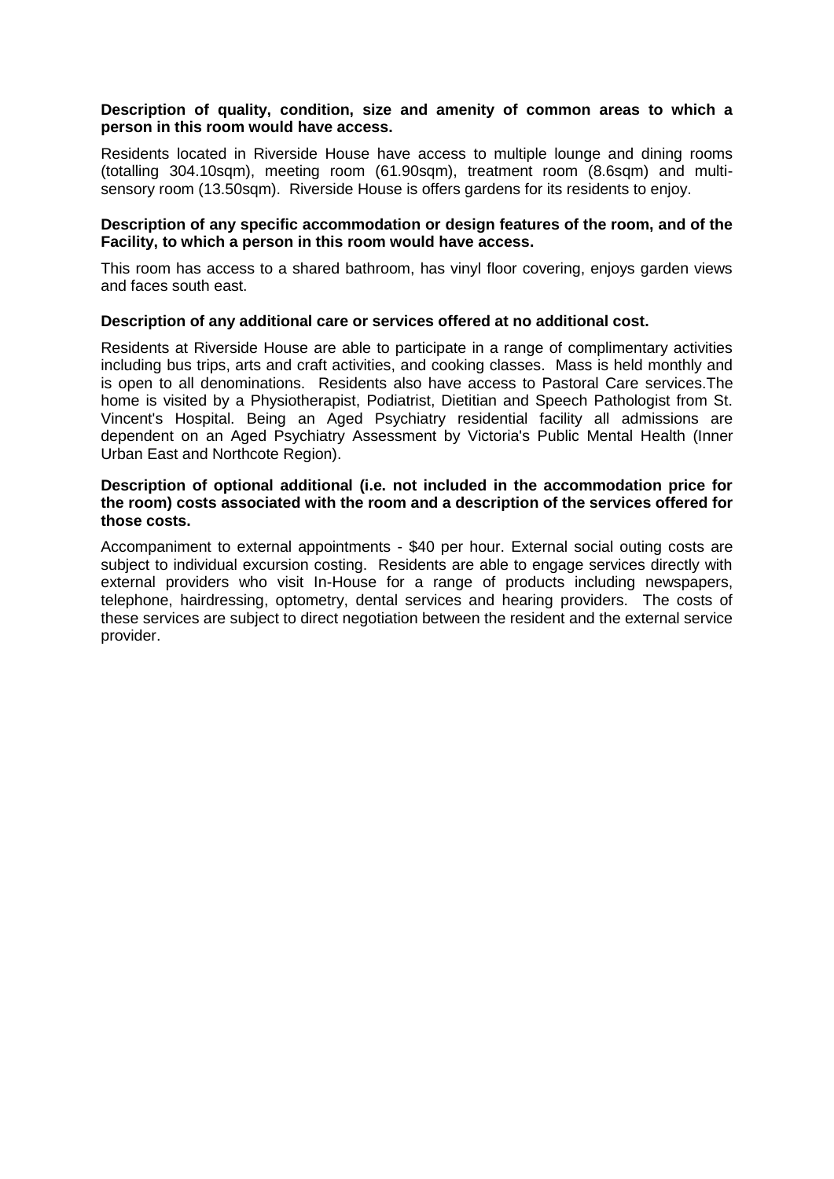**Description of quality, condition, size and amenity of common areas to which a person in this room would have access.**

Residents located in Riverside House have access to multiple lounge and dining rooms (totalling 304.10sqm), meeting room (61.90sqm), treatment room (8.6sqm) and multi-sensory room (13.50sqm). Riverside House is offers gardens for its residents to enjoy.

**Description of any specific accommodation or design features of the room, and of the Facility, to which a person in this room would have access.**

This room has access to a shared bathroom, has vinyl floor covering, enjoys garden views and faces south east.

**Description of any additional care or services offered at no additional cost.**

Residents at Riverside House are able to participate in a range of complimentary activities including bus trips, arts and craft activities, and cooking classes. Mass is held monthly and is open to all denominations. Residents also have access to Pastoral Care services.The home is visited by a Physiotherapist, Podiatrist, Dietitian and Speech Pathologist from St. Vincent's Hospital. Being an Aged Psychiatry residential facility all admissions are dependent on an Aged Psychiatry Assessment by Victoria's Public Mental Health (Inner Urban East and Northcote Region).

**Description of optional additional (i.e. not included in the accommodation price for the room) costs associated with the room and a description of the services offered for those costs.**

Accompaniment to external appointments - $40 per hour. External social outing costs are subject to individual excursion costing. Residents are able to engage services directly with external providers who visit In-House for a range of products including newspapers, telephone, hairdressing, optometry, dental services and hearing providers. The costs of these services are subject to direct negotiation between the resident and the external service provider.